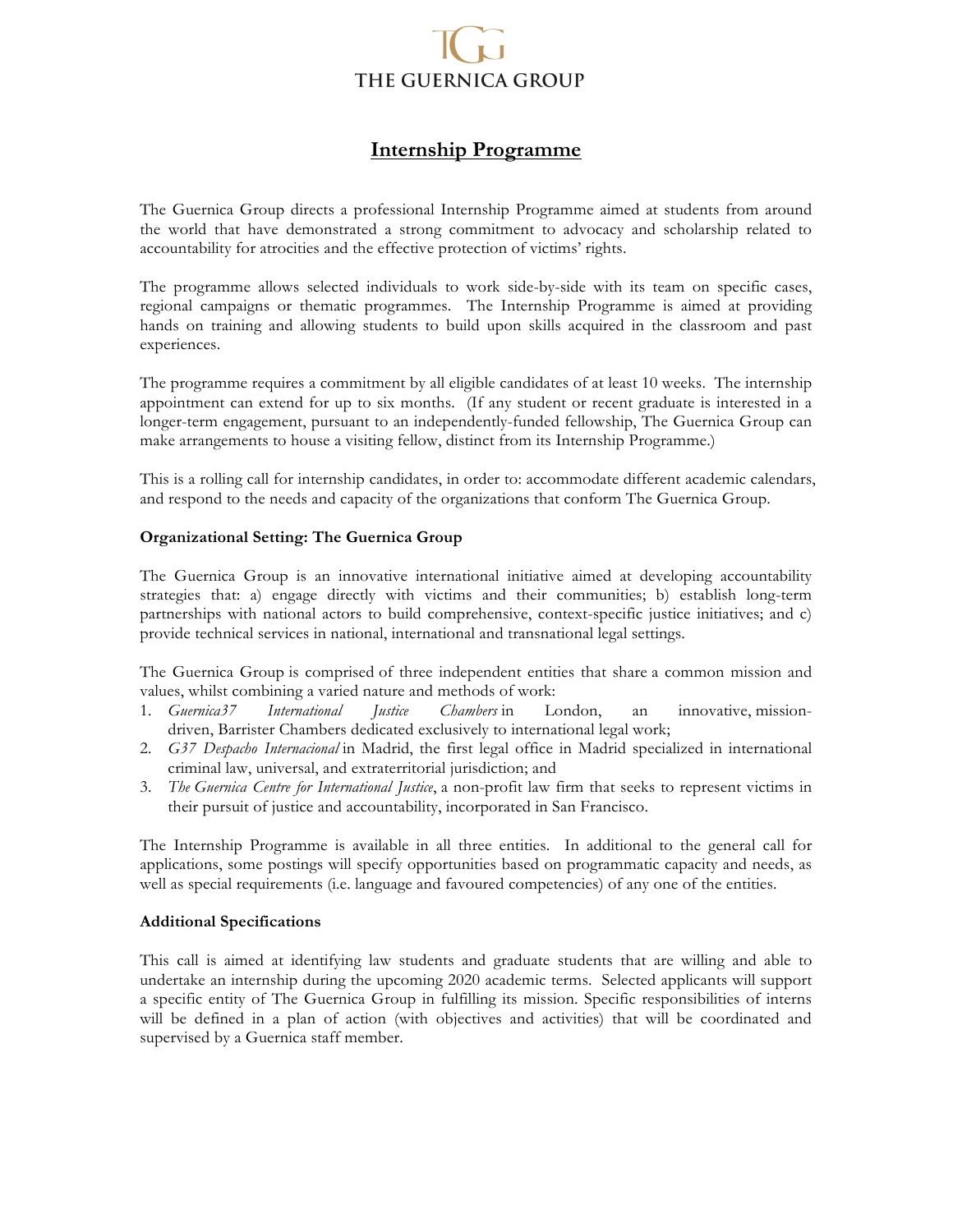THE GUERNICA GROUP

# Internship Programme

The Guernica Group directs a professional Internship Programme aimed at students from around the world that have demonstrated a strong commitment to advocacy and scholarship related to accountability for atrocities and the effective protection of victims' rights.

The programme allows selected individuals to work side-by-side with its team on specific cases, regional campaigns or thematic programmes. The Internship Programme is aimed at providing hands on training and allowing students to build upon skills acquired in the classroom and past experiences.

The programme requires a commitment by all eligible candidates of at least 10 weeks. The internship appointment can extend for up to six months. (If any student or recent graduate is interested in a longer-term engagement, pursuant to an independently-funded fellowship, The Guernica Group can make arrangements to house a visiting fellow, distinct from its Internship Programme.)

This is a rolling call for internship candidates, in order to: accommodate different academic calendars, and respond to the needs and capacity of the organizations that conform The Guernica Group.

**Organizational Setting: The Guernica Group**

The Guernica Group is an innovative international initiative aimed at developing accountability strategies that: a) engage directly with victims and their communities; b) establish long-term partnerships with national actors to build comprehensive, context-specific justice initiatives; and c) provide technical services in national, international and transnational legal settings.

The Guernica Group is comprised of three independent entities that share a common mission and values, whilst combining a varied nature and methods of work:

1. *Guernica37 International Justice Chambers* in London, an innovative, mission-driven, Barrister Chambers dedicated exclusively to international legal work;
2. *G37 Despacho Internacional* in Madrid, the first legal office in Madrid specialized in international criminal law, universal, and extraterritorial jurisdiction; and
3. *The Guernica Centre for International Justice*, a non-profit law firm that seeks to represent victims in their pursuit of justice and accountability, incorporated in San Francisco.

The Internship Programme is available in all three entities. In additional to the general call for applications, some postings will specify opportunities based on programmatic capacity and needs, as well as special requirements (i.e. language and favoured competencies) of any one of the entities.

**Additional Specifications**

This call is aimed at identifying law students and graduate students that are willing and able to undertake an internship during the upcoming 2020 academic terms. Selected applicants will support a specific entity of The Guernica Group in fulfilling its mission. Specific responsibilities of interns will be defined in a plan of action (with objectives and activities) that will be coordinated and supervised by a Guernica staff member.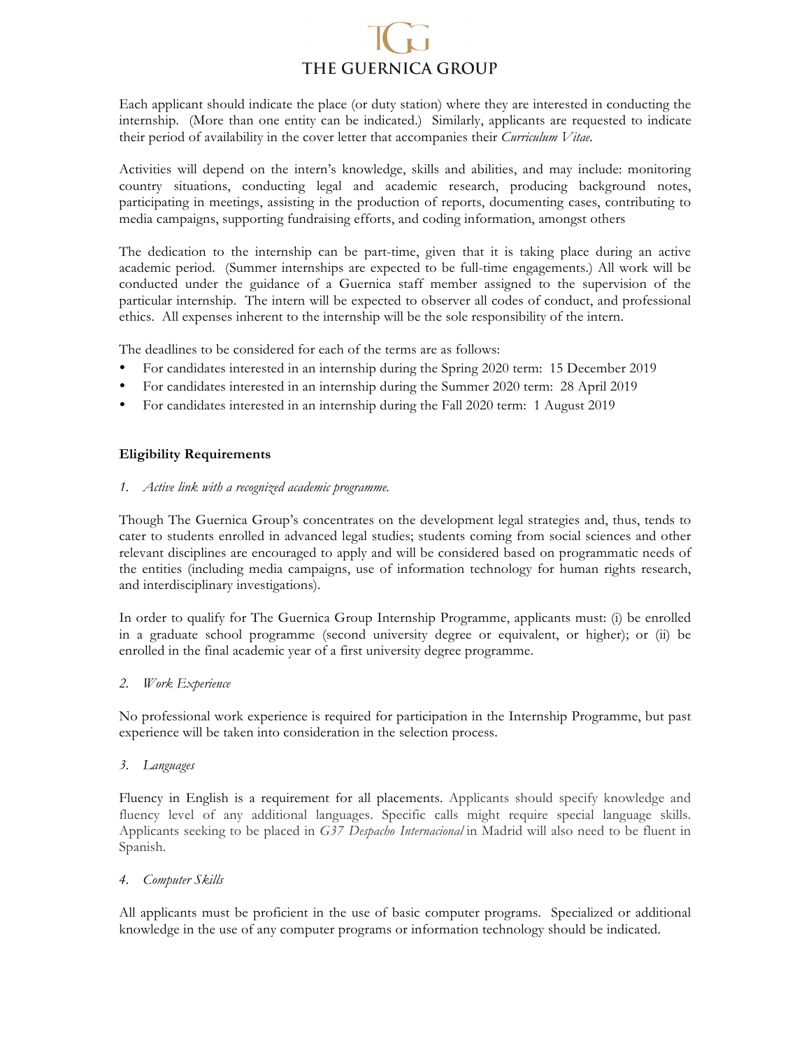Each applicant should indicate the place (or duty station) where they are interested in conducting the internship. (More than one entity can be indicated.) Similarly, applicants are requested to indicate their period of availability in the cover letter that accompanies their *Curriculum Vitae*.

Activities will depend on the intern's knowledge, skills and abilities, and may include: monitoring country situations, conducting legal and academic research, producing background notes, participating in meetings, assisting in the production of reports, documenting cases, contributing to media campaigns, supporting fundraising efforts, and coding information, amongst others

The dedication to the internship can be part-time, given that it is taking place during an active academic period. (Summer internships are expected to be full-time engagements.) All work will be conducted under the guidance of a Guernica staff member assigned to the supervision of the particular internship. The intern will be expected to observer all codes of conduct, and professional ethics. All expenses inherent to the internship will be the sole responsibility of the intern.

The deadlines to be considered for each of the terms are as follows:

- For candidates interested in an internship during the Spring 2020 term: 15 December 2019
- For candidates interested in an internship during the Summer 2020 term: 28 April 2019
- For candidates interested in an internship during the Fall 2020 term: 1 August 2019

**Eligibility Requirements**

1. *Active link with a recognized academic programme.*

Though The Guernica Group's concentrates on the development legal strategies and, thus, tends to cater to students enrolled in advanced legal studies; students coming from social sciences and other relevant disciplines are encouraged to apply and will be considered based on programmatic needs of the entities (including media campaigns, use of information technology for human rights research, and interdisciplinary investigations).

In order to qualify for The Guernica Group Internship Programme, applicants must: (i) be enrolled in a graduate school programme (second university degree or equivalent, or higher); or (ii) be enrolled in the final academic year of a first university degree programme.

2. *Work Experience*

No professional work experience is required for participation in the Internship Programme, but past experience will be taken into consideration in the selection process.

3. *Languages*

Fluency in English is a requirement for all placements. Applicants should specify knowledge and fluency level of any additional languages. Specific calls might require special language skills. Applicants seeking to be placed in *G37 Despacho Internacional* in Madrid will also need to be fluent in Spanish.

4. *Computer Skills*

All applicants must be proficient in the use of basic computer programs. Specialized or additional knowledge in the use of any computer programs or information technology should be indicated.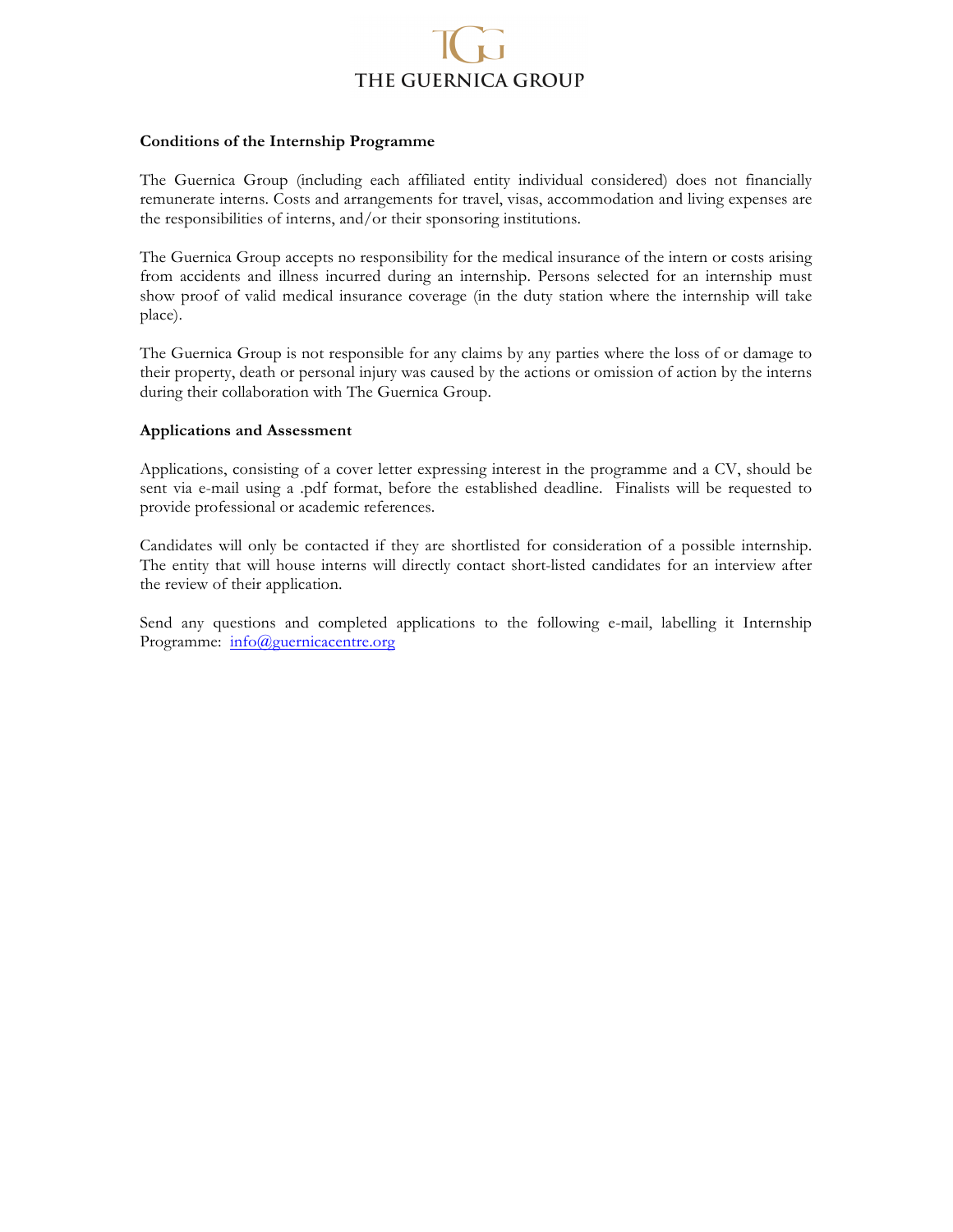**Conditions of the Internship Programme**

The Guernica Group (including each affiliated entity individual considered) does not financially remunerate interns. Costs and arrangements for travel, visas, accommodation and living expenses are the responsibilities of interns, and/or their sponsoring institutions.

The Guernica Group accepts no responsibility for the medical insurance of the intern or costs arising from accidents and illness incurred during an internship. Persons selected for an internship must show proof of valid medical insurance coverage (in the duty station where the internship will take place).

The Guernica Group is not responsible for any claims by any parties where the loss of or damage to their property, death or personal injury was caused by the actions or omission of action by the interns during their collaboration with The Guernica Group.

**Applications and Assessment**

Applications, consisting of a cover letter expressing interest in the programme and a CV, should be sent via e-mail using a .pdf format, before the established deadline. Finalists will be requested to provide professional or academic references.

Candidates will only be contacted if they are shortlisted for consideration of a possible internship. The entity that will house interns will directly contact short-listed candidates for an interview after the review of their application.

Send any questions and completed applications to the following e-mail, labelling it Internship Programme: info@guernicacentre.org